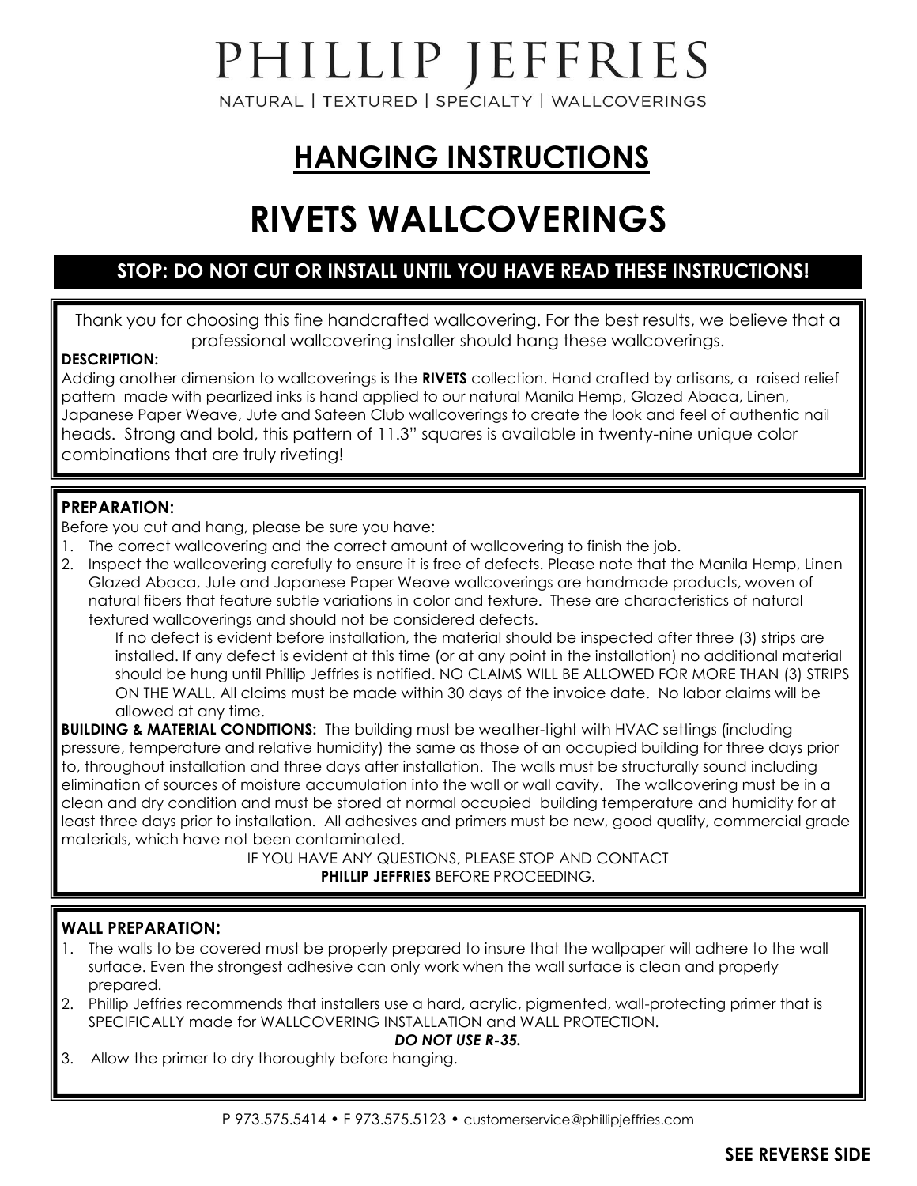# PHILLIP JEFFRIES

NATURAL | TEXTURED | SPECIALTY | WALLCOVERINGS

## HANGING INSTRUCTIONS

# RIVETS WALLCOVERINGS

**STOP: DO NOT CUT OR INSTALL UNTIL YOU HAVE READ THESE INSTRUCTIONS!**

Thank you for choosing this fine handcrafted wallcovering. For the best results, we believe that a professional wallcovering installer should hang these wallcoverings.

**DESCRIPTION:**
Adding another dimension to wallcoverings is the **RIVETS** collection. Hand crafted by artisans, a raised relief pattern made with pearlized inks is hand applied to our natural Manila Hemp, Glazed Abaca, Linen, Japanese Paper Weave, Jute and Sateen Club wallcoverings to create the look and feel of authentic nail heads. Strong and bold, this pattern of 11.3" squares is available in twenty-nine unique color combinations that are truly riveting!

**PREPARATION:**
Before you cut and hang, please be sure you have:

1. The correct wallcovering and the correct amount of wallcovering to finish the job.
2. Inspect the wallcovering carefully to ensure it is free of defects. Please note that the Manila Hemp, Linen Glazed Abaca, Jute and Japanese Paper Weave wallcoverings are handmade products, woven of natural fibers that feature subtle variations in color and texture. These are characteristics of natural textured wallcoverings and should not be considered defects.

   If no defect is evident before installation, the material should be inspected after three (3) strips are installed. If any defect is evident at this time (or at any point in the installation) no additional material should be hung until Phillip Jeffries is notified. NO CLAIMS WILL BE ALLOWED FOR MORE THAN (3) STRIPS ON THE WALL. All claims must be made within 30 days of the invoice date. No labor claims will be allowed at any time.

**BUILDING & MATERIAL CONDITIONS:** The building must be weather-tight with HVAC settings (including pressure, temperature and relative humidity) the same as those of an occupied building for three days prior to, throughout installation and three days after installation. The walls must be structurally sound including elimination of sources of moisture accumulation into the wall or wall cavity. The wallcovering must be in a clean and dry condition and must be stored at normal occupied building temperature and humidity for at least three days prior to installation. All adhesives and primers must be new, good quality, commercial grade materials, which have not been contaminated.

IF YOU HAVE ANY QUESTIONS, PLEASE STOP AND CONTACT **PHILLIP JEFFRIES** BEFORE PROCEEDING.

**WALL PREPARATION:**

1. The walls to be covered must be properly prepared to insure that the wallpaper will adhere to the wall surface. Even the strongest adhesive can only work when the wall surface is clean and properly prepared.
2. Phillip Jeffries recommends that installers use a hard, acrylic, pigmented, wall-protecting primer that is SPECIFICALLY made for WALLCOVERING INSTALLATION and WALL PROTECTION.

   ***DO NOT USE R-35.***
3. Allow the primer to dry thoroughly before hanging.

P 973.575.5414 • F 973.575.5123 • customerservice@phillipjeffries.com

**SEE REVERSE SIDE**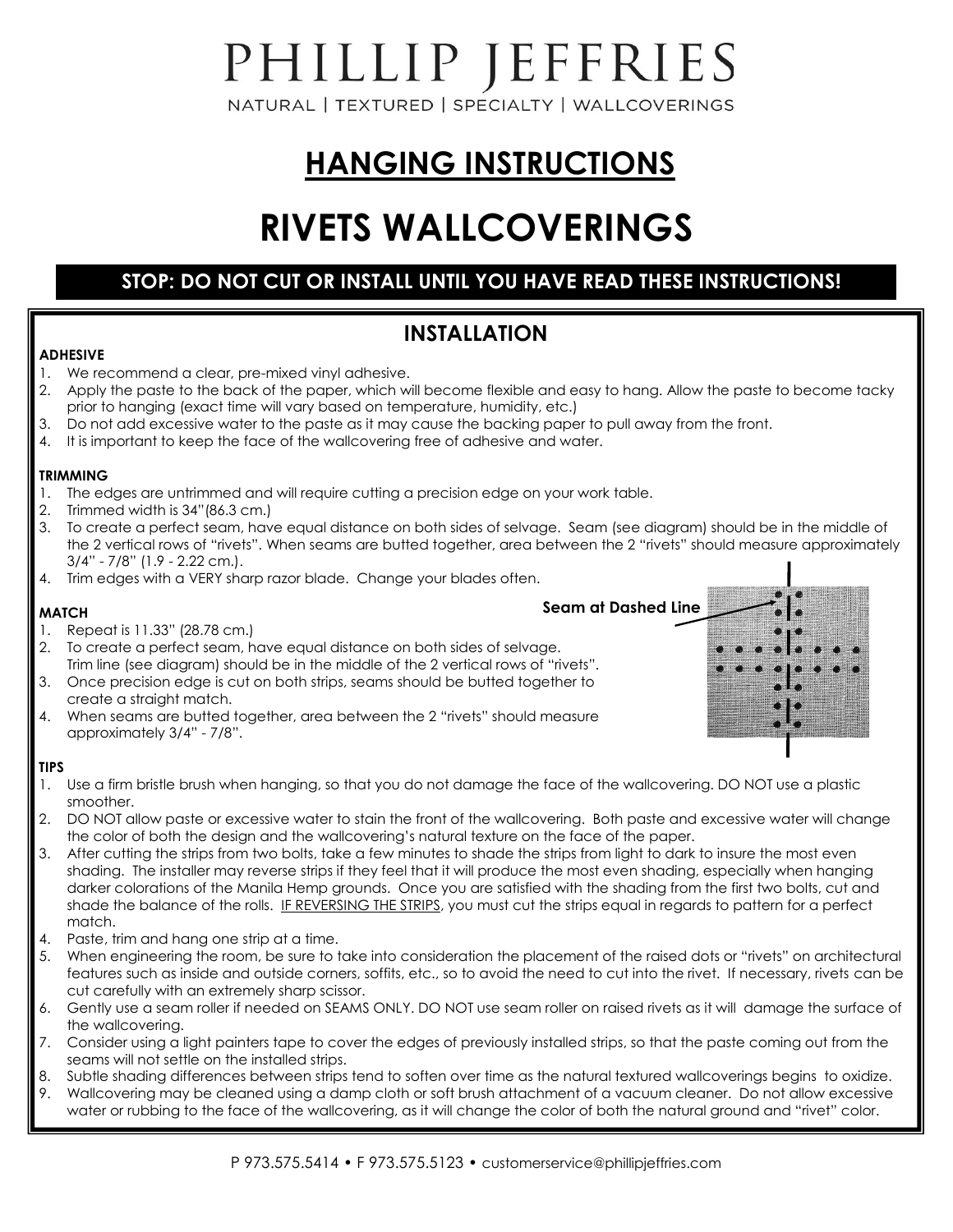# PHILLIP JEFFRIES

NATURAL | TEXTURED | SPECIALTY | WALLCOVERINGS

## HANGING INSTRUCTIONS

# RIVETS WALLCOVERINGS

**STOP: DO NOT CUT OR INSTALL UNTIL YOU HAVE READ THESE INSTRUCTIONS!**

## INSTALLATION

**ADHESIVE**

1. We recommend a clear, pre-mixed vinyl adhesive.
2. Apply the paste to the back of the paper, which will become flexible and easy to hang. Allow the paste to become tacky prior to hanging (exact time will vary based on temperature, humidity, etc.)
3. Do not add excessive water to the paste as it may cause the backing paper to pull away from the front.
4. It is important to keep the face of the wallcovering free of adhesive and water.

**TRIMMING**

1. The edges are untrimmed and will require cutting a precision edge on your work table.
2. Trimmed width is 34"(86.3 cm.)
3. To create a perfect seam, have equal distance on both sides of selvage. Seam (see diagram) should be in the middle of the 2 vertical rows of "rivets". When seams are butted together, area between the 2 "rivets" should measure approximately 3/4" - 7/8" (1.9 - 2.22 cm.).
4. Trim edges with a VERY sharp razor blade. Change your blades often.

**MATCH**

1. Repeat is 11.33" (28.78 cm.)
2. To create a perfect seam, have equal distance on both sides of selvage. Trim line (see diagram) should be in the middle of the 2 vertical rows of "rivets".
3. Once precision edge is cut on both strips, seams should be butted together to create a straight match.
4. When seams are butted together, area between the 2 "rivets" should measure approximately 3/4" - 7/8".

**Seam at Dashed Line**

**TIPS**

1. Use a firm bristle brush when hanging, so that you do not damage the face of the wallcovering. DO NOT use a plastic smoother.
2. DO NOT allow paste or excessive water to stain the front of the wallcovering. Both paste and excessive water will change the color of both the design and the wallcovering's natural texture on the face of the paper.
3. After cutting the strips from two bolts, take a few minutes to shade the strips from light to dark to insure the most even shading. The installer may reverse strips if they feel that it will produce the most even shading, especially when hanging darker colorations of the Manila Hemp grounds. Once you are satisfied with the shading from the first two bolts, cut and shade the balance of the rolls. IF REVERSING THE STRIPS, you must cut the strips equal in regards to pattern for a perfect match.
4. Paste, trim and hang one strip at a time.
5. When engineering the room, be sure to take into consideration the placement of the raised dots or "rivets" on architectural features such as inside and outside corners, soffits, etc., so to avoid the need to cut into the rivet. If necessary, rivets can be cut carefully with an extremely sharp scissor.
6. Gently use a seam roller if needed on SEAMS ONLY. DO NOT use seam roller on raised rivets as it will damage the surface of the wallcovering.
7. Consider using a light painters tape to cover the edges of previously installed strips, so that the paste coming out from the seams will not settle on the installed strips.
8. Subtle shading differences between strips tend to soften over time as the natural textured wallcoverings begins to oxidize.
9. Wallcovering may be cleaned using a damp cloth or soft brush attachment of a vacuum cleaner. Do not allow excessive water or rubbing to the face of the wallcovering, as it will change the color of both the natural ground and "rivet" color.

P 973.575.5414 • F 973.575.5123 • customerservice@phillipjeffries.com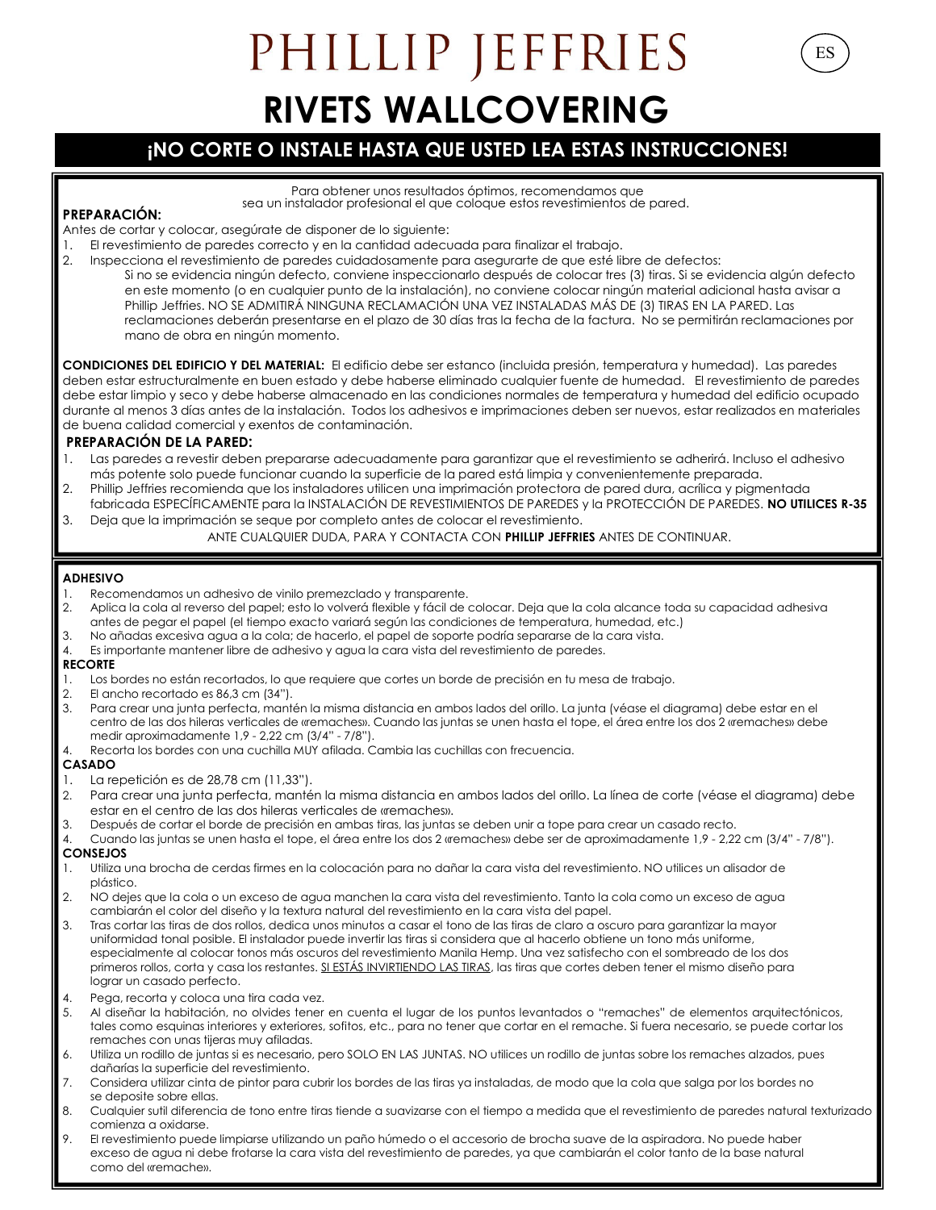# PHILLIP JEFFRIES

ES

# RIVETS WALLCOVERING

## ¡NO CORTE O INSTALE HASTA QUE USTED LEA ESTAS INSTRUCCIONES!

Para obtener unos resultados óptimos, recomendamos que sea un instalador profesional el que coloque estos revestimientos de pared.

**PREPARACIÓN:**

Antes de cortar y colocar, asegúrate de disponer de lo siguiente:

1. El revestimiento de paredes correcto y en la cantidad adecuada para finalizar el trabajo.
2. Inspecciona el revestimiento de paredes cuidadosamente para asegurarte de que esté libre de defectos:
   Si no se evidencia ningún defecto, conviene inspeccionarlo después de colocar tres (3) tiras. Si se evidencia algún defecto en este momento (o en cualquier punto de la instalación), no conviene colocar ningún material adicional hasta avisar a Phillip Jeffries. NO SE ADMITIRÁ NINGUNA RECLAMACIÓN UNA VEZ INSTALADAS MÁS DE (3) TIRAS EN LA PARED. Las reclamaciones deberán presentarse en el plazo de 30 días tras la fecha de la factura. No se permitirán reclamaciones por mano de obra en ningún momento.

**CONDICIONES DEL EDIFICIO Y DEL MATERIAL:** El edificio debe ser estanco (incluida presión, temperatura y humedad). Las paredes deben estar estructuralmente en buen estado y debe haberse eliminado cualquier fuente de humedad. El revestimiento de paredes debe estar limpio y seco y debe haberse almacenado en las condiciones normales de temperatura y humedad del edificio ocupado durante al menos 3 días antes de la instalación. Todos los adhesivos e imprimaciones deben ser nuevos, estar realizados en materiales de buena calidad comercial y exentos de contaminación.

**PREPARACIÓN DE LA PARED:**

1. Las paredes a revestir deben prepararse adecuadamente para garantizar que el revestimiento se adherirá. Incluso el adhesivo más potente solo puede funcionar cuando la superficie de la pared está limpia y convenientemente preparada.
2. Phillip Jeffries recomienda que los instaladores utilicen una imprimación protectora de pared dura, acrílica y pigmentada fabricada ESPECÍFICAMENTE para la INSTALACIÓN DE REVESTIMIENTOS DE PAREDES y la PROTECCIÓN DE PAREDES. **NO UTILICES R-35**
3. Deja que la imprimación se seque por completo antes de colocar el revestimiento.

ANTE CUALQUIER DUDA, PARA Y CONTACTA CON **PHILLIP JEFFRIES** ANTES DE CONTINUAR.

**ADHESIVO**

1. Recomendamos un adhesivo de vinilo premezclado y transparente.
2. Aplica la cola al reverso del papel; esto lo volverá flexible y fácil de colocar. Deja que la cola alcance toda su capacidad adhesiva antes de pegar el papel (el tiempo exacto variará según las condiciones de temperatura, humedad, etc.)
3. No añadas excesiva agua a la cola; de hacerlo, el papel de soporte podría separarse de la cara vista.
4. Es importante mantener libre de adhesivo y agua la cara vista del revestimiento de paredes.

**RECORTE**

1. Los bordes no están recortados, lo que requiere que cortes un borde de precisión en tu mesa de trabajo.
2. El ancho recortado es 86,3 cm (34").
3. Para crear una junta perfecta, mantén la misma distancia en ambos lados del orillo. La junta (véase el diagrama) debe estar en el centro de las dos hileras verticales de «remaches». Cuando las juntas se unen hasta el tope, el área entre los dos 2 «remaches» debe medir aproximadamente 1,9 - 2,22 cm (3/4" - 7/8").
4. Recorta los bordes con una cuchilla MUY afilada. Cambia las cuchillas con frecuencia.

**CASADO**

1. La repetición es de 28,78 cm (11,33").
2. Para crear una junta perfecta, mantén la misma distancia en ambos lados del orillo. La línea de corte (véase el diagrama) debe estar en el centro de las dos hileras verticales de «remaches».
3. Después de cortar el borde de precisión en ambas tiras, las juntas se deben unir a tope para crear un casado recto.
4. Cuando las juntas se unen hasta el tope, el área entre los dos 2 «remaches» debe ser de aproximadamente 1,9 - 2,22 cm (3/4" - 7/8").

**CONSEJOS**

1. Utiliza una brocha de cerdas firmes en la colocación para no dañar la cara vista del revestimiento. NO utilices un alisador de plástico.
2. NO dejes que la cola o un exceso de agua manchen la cara vista del revestimiento. Tanto la cola como un exceso de agua cambiarán el color del diseño y la textura natural del revestimiento en la cara vista del papel.
3. Tras cortar las tiras de dos rollos, dedica unos minutos a casar el tono de las tiras de claro a oscuro para garantizar la mayor uniformidad tonal posible. El instalador puede invertir las tiras si considera que al hacerlo obtiene un tono más uniforme, especialmente al colocar tonos más oscuros del revestimiento Manila Hemp. Una vez satisfecho con el sombreado de los dos primeros rollos, corta y casa los restantes. SI ESTÁS INVIRTIENDO LAS TIRAS, las tiras que cortes deben tener el mismo diseño para lograr un casado perfecto.
4. Pega, recorta y coloca una tira cada vez.
5. Al diseñar la habitación, no olvides tener en cuenta el lugar de los puntos levantados o "remaches" de elementos arquitectónicos, tales como esquinas interiores y exteriores, sofitos, etc., para no tener que cortar en el remache. Si fuera necesario, se puede cortar los remaches con unas tijeras muy afiladas.
6. Utiliza un rodillo de juntas si es necesario, pero SOLO EN LAS JUNTAS. NO utilices un rodillo de juntas sobre los remaches alzados, pues dañarías la superficie del revestimiento.
7. Considera utilizar cinta de pintor para cubrir los bordes de las tiras ya instaladas, de modo que la cola que salga por los bordes no se deposite sobre ellas.
8. Cualquier sutil diferencia de tono entre tiras tiende a suavizarse con el tiempo a medida que el revestimiento de paredes natural texturizado comienza a oxidarse.
9. El revestimiento puede limpiarse utilizando un paño húmedo o el accesorio de brocha suave de la aspiradora. No puede haber exceso de agua ni debe frotarse la cara vista del revestimiento de paredes, ya que cambiarán el color tanto de la base natural como del «remache».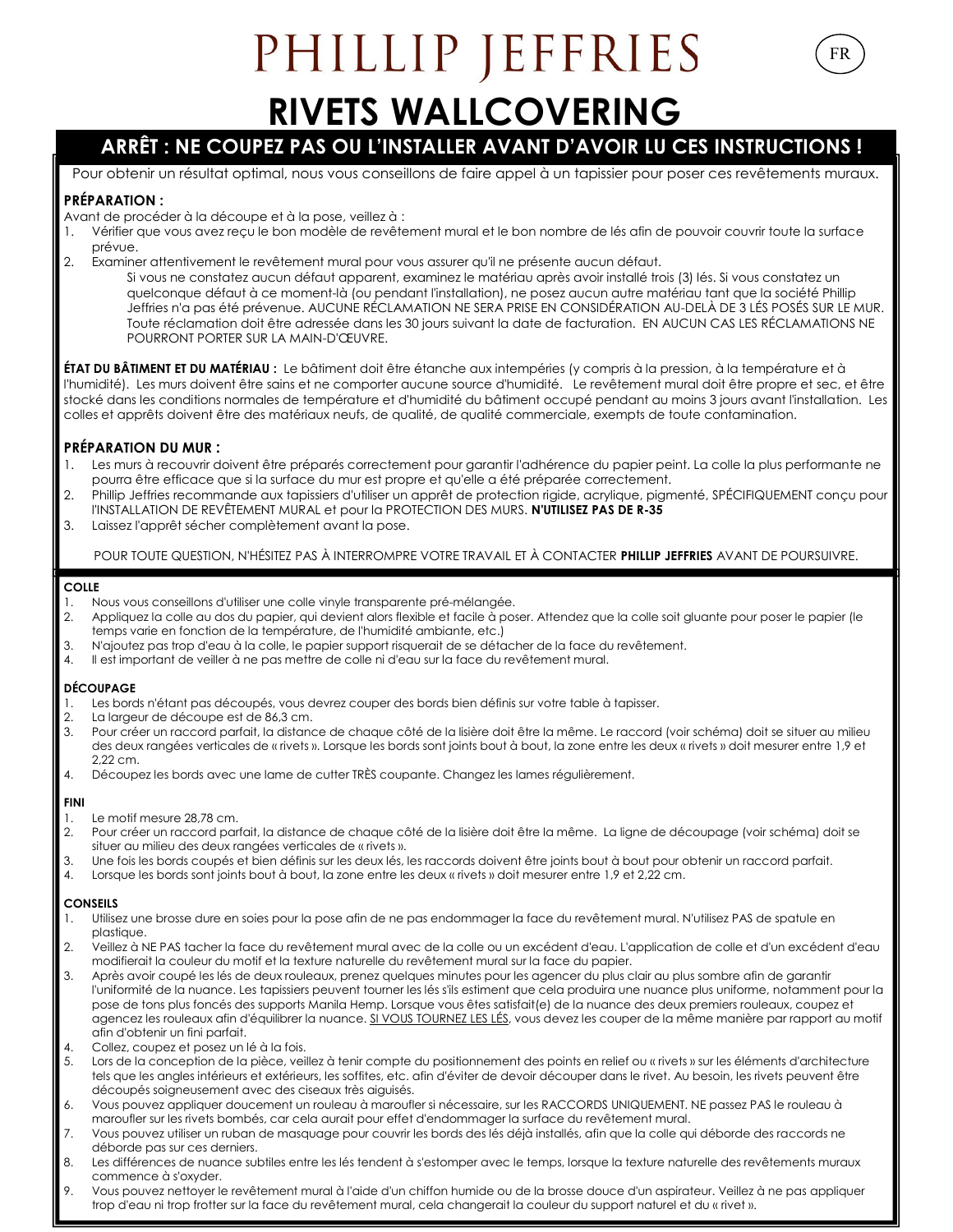# PHILLIP JEFFRIES

FR

# RIVETS WALLCOVERING

## ARRÊT : NE COUPEZ PAS OU L'INSTALLER AVANT D'AVOIR LU CES INSTRUCTIONS !

Pour obtenir un résultat optimal, nous vous conseillons de faire appel à un tapissier pour poser ces revêtements muraux.

### PRÉPARATION :

Avant de procéder à la découpe et à la pose, veillez à :

1. Vérifier que vous avez reçu le bon modèle de revêtement mural et le bon nombre de lés afin de pouvoir couvrir toute la surface prévue.
2. Examiner attentivement le revêtement mural pour vous assurer qu'il ne présente aucun défaut.

   Si vous ne constatez aucun défaut apparent, examinez le matériau après avoir installé trois (3) lés. Si vous constatez un quelconque défaut à ce moment-là (ou pendant l'installation), ne posez aucun autre matériau tant que la société Phillip Jeffries n'a pas été prévenue. AUCUNE RÉCLAMATION NE SERA PRISE EN CONSIDÉRATION AU-DELÀ DE 3 LÉS POSÉS SUR LE MUR. Toute réclamation doit être adressée dans les 30 jours suivant la date de facturation. EN AUCUN CAS LES RÉCLAMATIONS NE POURRONT PORTER SUR LA MAIN-D'ŒUVRE.

**ÉTAT DU BÂTIMENT ET DU MATÉRIAU :** Le bâtiment doit être étanche aux intempéries (y compris à la pression, à la température et à l'humidité). Les murs doivent être sains et ne comporter aucune source d'humidité. Le revêtement mural doit être propre et sec, et être stocké dans les conditions normales de température et d'humidité du bâtiment occupé pendant au moins 3 jours avant l'installation. Les colles et apprêts doivent être des matériaux neufs, de qualité, de qualité commerciale, exempts de toute contamination.

### PRÉPARATION DU MUR :

1. Les murs à recouvrir doivent être préparés correctement pour garantir l'adhérence du papier peint. La colle la plus performante ne pourra être efficace que si la surface du mur est propre et qu'elle a été préparée correctement.
2. Phillip Jeffries recommande aux tapissiers d'utiliser un apprêt de protection rigide, acrylique, pigmenté, SPÉCIFIQUEMENT conçu pour l'INSTALLATION DE REVÊTEMENT MURAL et pour la PROTECTION DES MURS. **N'UTILISEZ PAS DE R-35**
3. Laissez l'apprêt sécher complètement avant la pose.

POUR TOUTE QUESTION, N'HÉSITEZ PAS À INTERROMPRE VOTRE TRAVAIL ET À CONTACTER **PHILLIP JEFFRIES** AVANT DE POURSUIVRE.

#### COLLE

1. Nous vous conseillons d'utiliser une colle vinyle transparente pré-mélangée.
2. Appliquez la colle au dos du papier, qui devient alors flexible et facile à poser. Attendez que la colle soit gluante pour poser le papier (le temps varie en fonction de la température, de l'humidité ambiante, etc.)
3. N'ajoutez pas trop d'eau à la colle, le papier support risquerait de se détacher de la face du revêtement.
4. Il est important de veiller à ne pas mettre de colle ni d'eau sur la face du revêtement mural.

#### DÉCOUPAGE

1. Les bords n'étant pas découpés, vous devrez couper des bords bien définis sur votre table à tapisser.
2. La largeur de découpe est de 86,3 cm.
3. Pour créer un raccord parfait, la distance de chaque côté de la lisière doit être la même. Le raccord (voir schéma) doit se situer au milieu des deux rangées verticales de « rivets ». Lorsque les bords sont joints bout à bout, la zone entre les deux « rivets » doit mesurer entre 1,9 et 2,22 cm.
4. Découpez les bords avec une lame de cutter TRÈS coupante. Changez les lames régulièrement.

#### FINI

1. Le motif mesure 28,78 cm.
2. Pour créer un raccord parfait, la distance de chaque côté de la lisière doit être la même. La ligne de découpage (voir schéma) doit se situer au milieu des deux rangées verticales de « rivets ».
3. Une fois les bords coupés et bien définis sur les deux lés, les raccords doivent être joints bout à bout pour obtenir un raccord parfait.
4. Lorsque les bords sont joints bout à bout, la zone entre les deux « rivets » doit mesurer entre 1,9 et 2,22 cm.

#### CONSEILS

1. Utilisez une brosse dure en soies pour la pose afin de ne pas endommager la face du revêtement mural. N'utilisez PAS de spatule en plastique.
2. Veillez à NE PAS tacher la face du revêtement mural avec de la colle ou un excédent d'eau. L'application de colle et d'un excédent d'eau modifierait la couleur du motif et la texture naturelle du revêtement mural sur la face du papier.
3. Après avoir coupé les lés de deux rouleaux, prenez quelques minutes pour les agencer du plus clair au plus sombre afin de garantir l'uniformité de la nuance. Les tapissiers peuvent tourner les lés s'ils estiment que cela produira une nuance plus uniforme, notamment pour la pose de tons plus foncés des supports Manila Hemp. Lorsque vous êtes satisfait(e) de la nuance des deux premiers rouleaux, coupez et agencez les rouleaux afin d'équilibrer la nuance. <u>SI VOUS TOURNEZ LES LÉS</u>, vous devez les couper de la même manière par rapport au motif afin d'obtenir un fini parfait.
4. Collez, coupez et posez un lé à la fois.
5. Lors de la conception de la pièce, veillez à tenir compte du positionnement des points en relief ou « rivets » sur les éléments d'architecture tels que les angles intérieurs et extérieurs, les soffites, etc. afin d'éviter de devoir découper dans le rivet. Au besoin, les rivets peuvent être découpés soigneusement avec des ciseaux très aiguisés.
6. Vous pouvez appliquer doucement un rouleau à maroufler si nécessaire, sur les RACCORDS UNIQUEMENT. NE passez PAS le rouleau à maroufler sur les rivets bombés, car cela aurait pour effet d'endommager la surface du revêtement mural.
7. Vous pouvez utiliser un ruban de masquage pour couvrir les bords des lés déjà installés, afin que la colle qui déborde des raccords ne déborde pas sur ces derniers.
8. Les différences de nuance subtiles entre les lés tendent à s'estomper avec le temps, lorsque la texture naturelle des revêtements muraux commence à s'oxyder.
9. Vous pouvez nettoyer le revêtement mural à l'aide d'un chiffon humide ou de la brosse douce d'un aspirateur. Veillez à ne pas appliquer trop d'eau ni trop frotter sur la face du revêtement mural, cela changerait la couleur du support naturel et du « rivet ».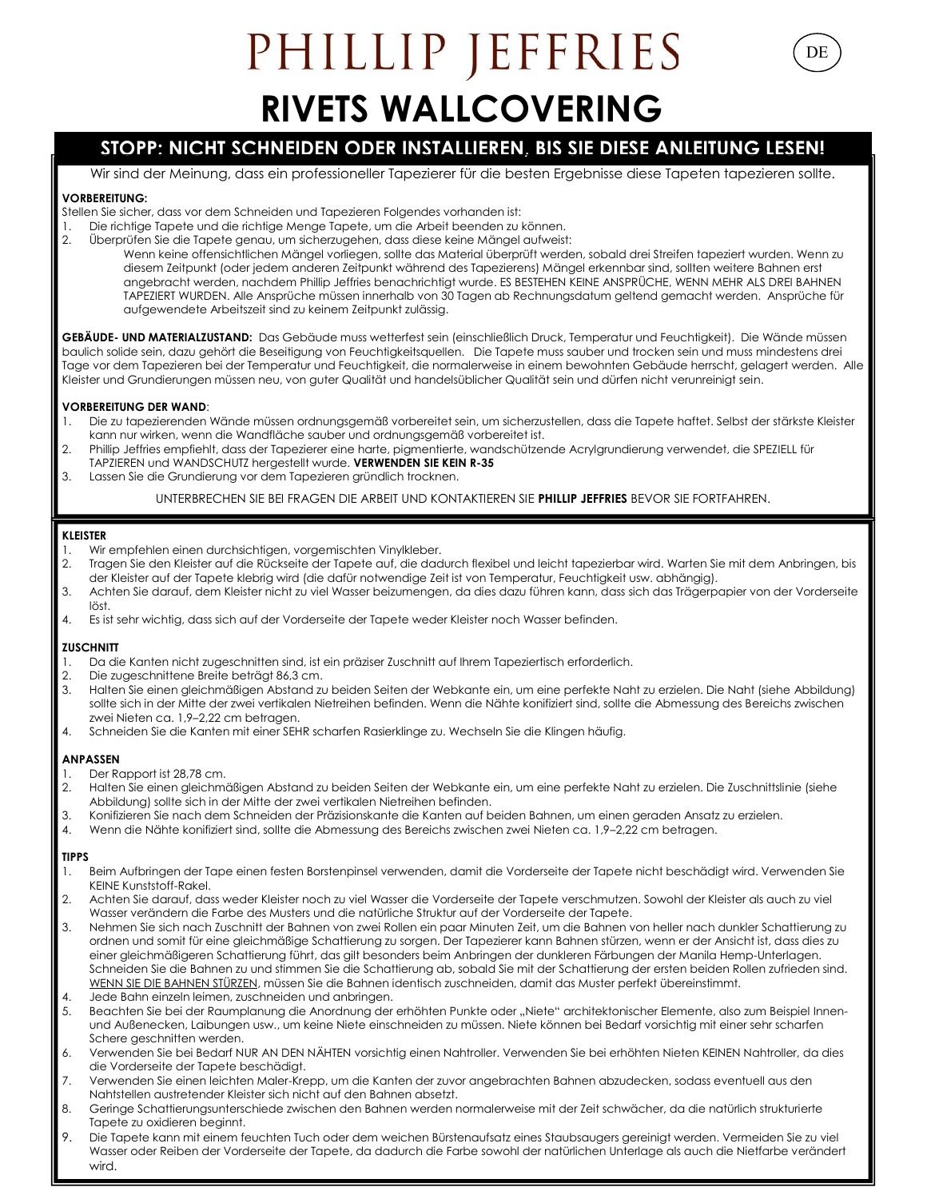# PHILLIP JEFFRIES

DE

# RIVETS WALLCOVERING

## STOPP: NICHT SCHNEIDEN ODER INSTALLIEREN, BIS SIE DIESE ANLEITUNG LESEN!

Wir sind der Meinung, dass ein professioneller Tapezierer für die besten Ergebnisse diese Tapeten tapezieren sollte.

**VORBEREITUNG:**

Stellen Sie sicher, dass vor dem Schneiden und Tapezieren Folgendes vorhanden ist:

1. Die richtige Tapete und die richtige Menge Tapete, um die Arbeit beenden zu können.
2. Überprüfen Sie die Tapete genau, um sicherzugehen, dass diese keine Mängel aufweist:

   Wenn keine offensichtlichen Mängel vorliegen, sollte das Material überprüft werden, sobald drei Streifen tapeziert wurden. Wenn zu diesem Zeitpunkt (oder jedem anderen Zeitpunkt während des Tapezierens) Mängel erkennbar sind, sollten weitere Bahnen erst angebracht werden, nachdem Phillip Jeffries benachrichtigt wurde. ES BESTEHEN KEINE ANSPRÜCHE, WENN MEHR ALS DREI BAHNEN TAPEZIERT WURDEN. Alle Ansprüche müssen innerhalb von 30 Tagen ab Rechnungsdatum geltend gemacht werden. Ansprüche für aufgewendete Arbeitszeit sind zu keinem Zeitpunkt zulässig.

**GEBÄUDE- UND MATERIALZUSTAND:** Das Gebäude muss wetterfest sein (einschließlich Druck, Temperatur und Feuchtigkeit). Die Wände müssen baulich solide sein, dazu gehört die Beseitigung von Feuchtigkeitsquellen. Die Tapete muss sauber und trocken sein und muss mindestens drei Tage vor dem Tapezieren bei der Temperatur und Feuchtigkeit, die normalerweise in einem bewohnten Gebäude herrscht, gelagert werden. Alle Kleister und Grundierungen müssen neu, von guter Qualität und handelsüblicher Qualität sein und dürfen nicht verunreinigt sein.

**VORBEREITUNG DER WAND**:

1. Die zu tapezierenden Wände müssen ordnungsgemäß vorbereitet sein, um sicherzustellen, dass die Tapete haftet. Selbst der stärkste Kleister kann nur wirken, wenn die Wandfläche sauber und ordnungsgemäß vorbereitet ist.
2. Phillip Jeffries empfiehlt, dass der Tapezierer eine harte, pigmentierte, wandschützende Acrylgrundierung verwendet, die SPEZIELL für TAPZIEREN und WANDSCHUTZ hergestellt wurde. **VERWENDEN SIE KEIN R-35**
3. Lassen Sie die Grundierung vor dem Tapezieren gründlich trocknen.

UNTERBRECHEN SIE BEI FRAGEN DIE ARBEIT UND KONTAKTIEREN SIE **PHILLIP JEFFRIES** BEVOR SIE FORTFAHREN.

**KLEISTER**

1. Wir empfehlen einen durchsichtigen, vorgemischten Vinylkleber.
2. Tragen Sie den Kleister auf die Rückseite der Tapete auf, die dadurch flexibel und leicht tapezierbar wird. Warten Sie mit dem Anbringen, bis der Kleister auf der Tapete klebrig wird (die dafür notwendige Zeit ist von Temperatur, Feuchtigkeit usw. abhängig).
3. Achten Sie darauf, dem Kleister nicht zu viel Wasser beizumengen, da dies dazu führen kann, dass sich das Trägerpapier von der Vorderseite löst.
4. Es ist sehr wichtig, dass sich auf der Vorderseite der Tapete weder Kleister noch Wasser befinden.

**ZUSCHNITT**

1. Da die Kanten nicht zugeschnitten sind, ist ein präziser Zuschnitt auf Ihrem Tapeziertisch erforderlich.
2. Die zugeschnittene Breite beträgt 86,3 cm.
3. Halten Sie einen gleichmäßigen Abstand zu beiden Seiten der Webkante ein, um eine perfekte Naht zu erzielen. Die Naht (siehe Abbildung) sollte sich in der Mitte der zwei vertikalen Nietreihen befinden. Wenn die Nähte konifiziert sind, sollte die Abmessung des Bereichs zwischen zwei Nieten ca. 1,9–2,22 cm betragen.
4. Schneiden Sie die Kanten mit einer SEHR scharfen Rasierklinge zu. Wechseln Sie die Klingen häufig.

**ANPASSEN**

1. Der Rapport ist 28,78 cm.
2. Halten Sie einen gleichmäßigen Abstand zu beiden Seiten der Webkante ein, um eine perfekte Naht zu erzielen. Die Zuschnittslinie (siehe Abbildung) sollte sich in der Mitte der zwei vertikalen Nietreihen befinden.
3. Konifizieren Sie nach dem Schneiden der Präzisionskante die Kanten auf beiden Bahnen, um einen geraden Ansatz zu erzielen.
4. Wenn die Nähte konifiziert sind, sollte die Abmessung des Bereichs zwischen zwei Nieten ca. 1,9–2,22 cm betragen.

**TIPPS**

1. Beim Aufbringen der Tape einen festen Borstenpinsel verwenden, damit die Vorderseite der Tapete nicht beschädigt wird. Verwenden Sie KEINE Kunststoff-Rakel.
2. Achten Sie darauf, dass weder Kleister noch zu viel Wasser die Vorderseite der Tapete verschmutzen. Sowohl der Kleister als auch zu viel Wasser verändern die Farbe des Musters und die natürliche Struktur auf der Vorderseite der Tapete.
3. Nehmen Sie sich nach Zuschnitt der Bahnen von zwei Rollen ein paar Minuten Zeit, um die Bahnen von heller nach dunkler Schattierung zu ordnen und somit für eine gleichmäßige Schattierung zu sorgen. Der Tapezierer kann Bahnen stürzen, wenn er der Ansicht ist, dass dies zu einer gleichmäßigeren Schattierung führt, das gilt besonders beim Anbringen der dunkleren Färbungen der Manila Hemp-Unterlagen. Schneiden Sie die Bahnen zu und stimmen Sie die Schattierung ab, sobald Sie mit der Schattierung der ersten beiden Rollen zufrieden sind. <u>WENN SIE DIE BAHNEN STÜRZEN</u>, müssen Sie die Bahnen identisch zuschneiden, damit das Muster perfekt übereinstimmt.
4. Jede Bahn einzeln leimen, zuschneiden und anbringen.
5. Beachten Sie bei der Raumplanung die Anordnung der erhöhten Punkte oder „Niete" architektonischer Elemente, also zum Beispiel Innen- und Außenecken, Laibungen usw., um keine Niete einschneiden zu müssen. Niete können bei Bedarf vorsichtig mit einer sehr scharfen Schere geschnitten werden.
6. Verwenden Sie bei Bedarf NUR AN DEN NÄHTEN vorsichtig einen Nahtroller. Verwenden Sie bei erhöhten Nieten KEINEN Nahtroller, da dies die Vorderseite der Tapete beschädigt.
7. Verwenden Sie einen leichten Maler-Krepp, um die Kanten der zuvor angebrachten Bahnen abzudecken, sodass eventuell aus den Nahtstellen austretender Kleister sich nicht auf den Bahnen absetzt.
8. Geringe Schattierungsunterschiede zwischen den Bahnen werden normalerweise mit der Zeit schwächer, da die natürlich strukturierte Tapete zu oxidieren beginnt.
9. Die Tapete kann mit einem feuchten Tuch oder dem weichen Bürstenaufsatz eines Staubsaugers gereinigt werden. Vermeiden Sie zu viel Wasser oder Reiben der Vorderseite der Tapete, da dadurch die Farbe sowohl der natürlichen Unterlage als auch die Nietfarbe verändert wird.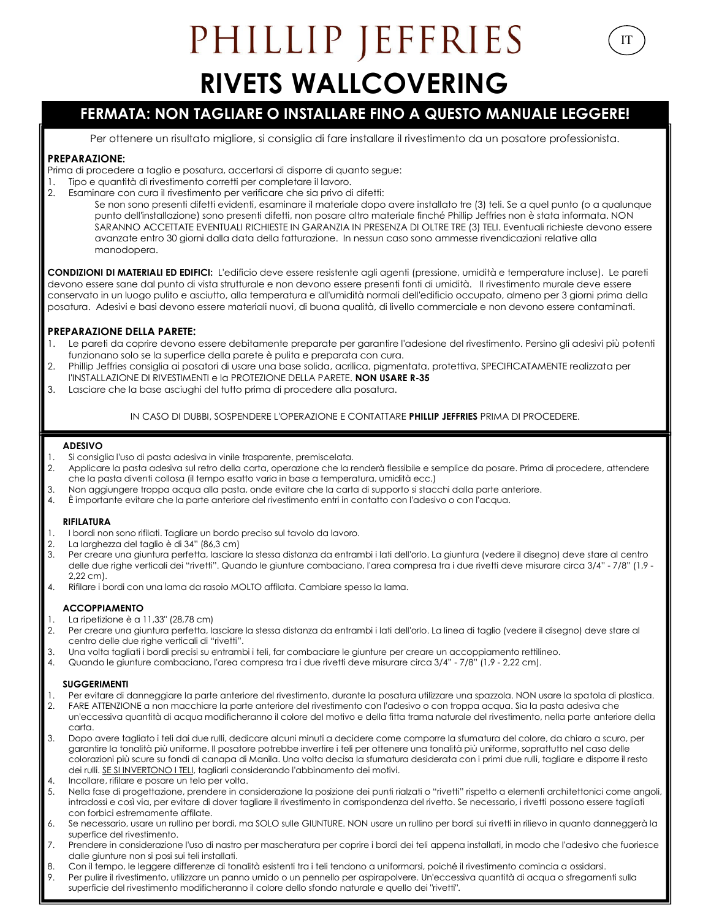# PHILLIP JEFFRIES

IT

# RIVETS WALLCOVERING

## FERMATA: NON TAGLIARE O INSTALLARE FINO A QUESTO MANUALE LEGGERE!

Per ottenere un risultato migliore, si consiglia di fare installare il rivestimento da un posatore professionista.

**PREPARAZIONE:**

Prima di procedere a taglio e posatura, accertarsi di disporre di quanto segue:

1. Tipo e quantità di rivestimento corretti per completare il lavoro.
2. Esaminare con cura il rivestimento per verificare che sia privo di difetti:

   Se non sono presenti difetti evidenti, esaminare il materiale dopo avere installato tre (3) teli. Se a quel punto (o a qualunque punto dell'installazione) sono presenti difetti, non posare altro materiale finché Phillip Jeffries non è stata informata. NON SARANNO ACCETTATE EVENTUALI RICHIESTE IN GARANZIA IN PRESENZA DI OLTRE TRE (3) TELI. Eventuali richieste devono essere avanzate entro 30 giorni dalla data della fatturazione. In nessun caso sono ammesse rivendicazioni relative alla manodopera.

**CONDIZIONI DI MATERIALI ED EDIFICI:** L'edificio deve essere resistente agli agenti (pressione, umidità e temperature incluse). Le pareti devono essere sane dal punto di vista strutturale e non devono essere presenti fonti di umidità. Il rivestimento murale deve essere conservato in un luogo pulito e asciutto, alla temperatura e all'umidità normali dell'edificio occupato, almeno per 3 giorni prima della posatura. Adesivi e basi devono essere materiali nuovi, di buona qualità, di livello commerciale e non devono essere contaminati.

**PREPARAZIONE DELLA PARETE:**

1. Le pareti da coprire devono essere debitamente preparate per garantire l'adesione del rivestimento. Persino gli adesivi più potenti funzionano solo se la superficie della parete è pulita e preparata con cura.
2. Phillip Jeffries consiglia ai posatori di usare una base solida, acrilica, pigmentata, protettiva, SPECIFICATAMENTE realizzata per l'INSTALLAZIONE DI RIVESTIMENTI e la PROTEZIONE DELLA PARETE. **NON USARE R-35**
3. Lasciare che la base asciughi del tutto prima di procedere alla posatura.

IN CASO DI DUBBI, SOSPENDERE L'OPERAZIONE E CONTATTARE **PHILLIP JEFFRIES** PRIMA DI PROCEDERE.

**ADESIVO**

1. Si consiglia l'uso di pasta adesiva in vinile trasparente, premiscelata.
2. Applicare la pasta adesiva sul retro della carta, operazione che la renderà flessibile e semplice da posare. Prima di procedere, attendere che la pasta diventi collosa (il tempo esatto varia in base a temperatura, umidità ecc.)
3. Non aggiungere troppa acqua alla pasta, onde evitare che la carta di supporto si stacchi dalla parte anteriore.
4. È importante evitare che la parte anteriore del rivestimento entri in contatto con l'adesivo o con l'acqua.

**RIFILATURA**

1. I bordi non sono rifilati. Tagliare un bordo preciso sul tavolo da lavoro.
2. La larghezza del taglio è di 34" (86,3 cm)
3. Per creare una giuntura perfetta, lasciare la stessa distanza da entrambi i lati dell'orlo. La giuntura (vedere il disegno) deve stare al centro delle due righe verticali dei "rivetti". Quando le giunture combaciano, l'area compresa tra i due rivetti deve misurare circa 3/4" - 7/8" (1,9 - 2,22 cm).
4. Rifilare i bordi con una lama da rasoio MOLTO affilata. Cambiare spesso la lama.

**ACCOPPIAMENTO**

1. La ripetizione è a 11,33" (28,78 cm)
2. Per creare una giuntura perfetta, lasciare la stessa distanza da entrambi i lati dell'orlo. La linea di taglio (vedere il disegno) deve stare al centro delle due righe verticali di "rivetti".
3. Una volta tagliati i bordi precisi su entrambi i teli, far combaciare le giunture per creare un accoppiamento rettilineo.
4. Quando le giunture combaciano, l'area compresa tra i due rivetti deve misurare circa 3/4" - 7/8" (1,9 - 2,22 cm).

**SUGGERIMENTI**

1. Per evitare di danneggiare la parte anteriore del rivestimento, durante la posatura utilizzare una spazzola. NON usare la spatola di plastica.
2. FARE ATTENZIONE a non macchiare la parte anteriore del rivestimento con l'adesivo o con troppa acqua. Sia la pasta adesiva che un'eccessiva quantità di acqua modificheranno il colore del motivo e della fitta trama naturale del rivestimento, nella parte anteriore della carta.
3. Dopo avere tagliato i teli dai due rulli, dedicare alcuni minuti a decidere come comporre la sfumatura del colore, da chiaro a scuro, per garantire la tonalità più uniforme. Il posatore potrebbe invertire i teli per ottenere una tonalità più uniforme, soprattutto nel caso delle colorazioni più scure su fondi di canapa di Manila. Una volta decisa la sfumatura desiderata con i primi due rulli, tagliare e disporre il resto dei rulli. SE SI INVERTONO I TELI, tagliarli considerando l'abbinamento dei motivi.
4. Incollare, rifilare e posare un telo per volta.
5. Nella fase di progettazione, prendere in considerazione la posizione dei punti rialzati o "rivetti" rispetto a elementi architettonici come angoli, intradossi e così via, per evitare di dover tagliare il rivestimento in corrispondenza del rivetto. Se necessario, i rivetti possono essere tagliati con forbici estremamente affilate.
6. Se necessario, usare un rullino per bordi, ma SOLO sulle GIUNTURE. NON usare un rullino per bordi sui rivetti in rilievo in quanto danneggerà la superficie del rivestimento.
7. Prendere in considerazione l'uso di nastro per mascheratura per coprire i bordi dei teli appena installati, in modo che l'adesivo che fuoriesce dalle giunture non si posi sui teli installati.
8. Con il tempo, le leggere differenze di tonalità esistenti tra i teli tendono a uniformarsi, poiché il rivestimento comincia a ossidarsi.
9. Per pulire il rivestimento, utilizzare un panno umido o un pennello per aspirapolvere. Un'eccessiva quantità di acqua o sfregamenti sulla superficie del rivestimento modificheranno il colore dello sfondo naturale e quello dei "rivetti".